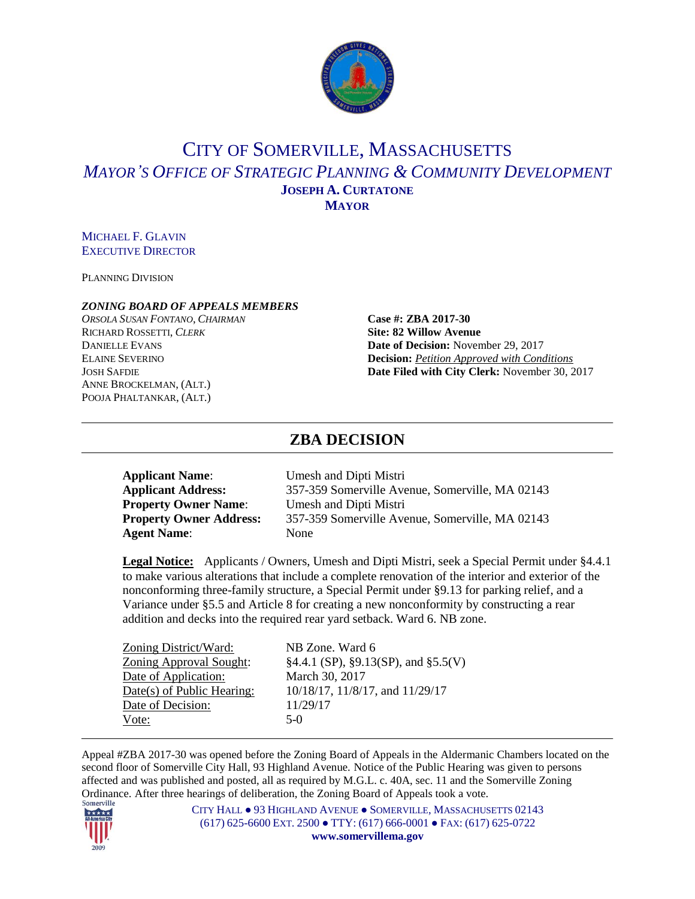# CITY OF SOMERVILLE, MASSACHUSETTS

*MAYOR'S OFFICE OF STRATEGIC PLANNING & COMMUNITY DEVELOPMENT*

**JOSEPH A. CURTATONE**
**MAYOR**

MICHAEL F. GLAVIN
EXECUTIVE DIRECTOR

PLANNING DIVISION

***ZONING BOARD OF APPEALS MEMBERS***

*ORSOLA SUSAN FONTANO, CHAIRMAN*
RICHARD ROSSETTI, *CLERK*
DANIELLE EVANS
ELAINE SEVERINO
JOSH SAFDIE
ANNE BROCKELMAN, (ALT.)
POOJA PHALTANKAR, (ALT.)

**Case #: ZBA 2017-30**
**Site: 82 Willow Avenue**
**Date of Decision:** November 29, 2017
**Decision:** *Petition Approved with Conditions*
**Date Filed with City Clerk:** November 30, 2017

## ZBA DECISION

**Applicant Name**: Umesh and Dipti Mistri
**Applicant Address:** 357-359 Somerville Avenue, Somerville, MA 02143
**Property Owner Name**: Umesh and Dipti Mistri
**Property Owner Address:** 357-359 Somerville Avenue, Somerville, MA 02143
**Agent Name**: None

**Legal Notice:** Applicants / Owners, Umesh and Dipti Mistri, seek a Special Permit under §4.4.1 to make various alterations that include a complete renovation of the interior and exterior of the nonconforming three-family structure, a Special Permit under §9.13 for parking relief, and a Variance under §5.5 and Article 8 for creating a new nonconformity by constructing a rear addition and decks into the required rear yard setback. Ward 6. NB zone.

Zoning District/Ward: NB Zone. Ward 6
Zoning Approval Sought: §4.4.1 (SP), §9.13(SP), and §5.5(V)
Date of Application: March 30, 2017
Date(s) of Public Hearing: 10/18/17, 11/8/17, and 11/29/17
Date of Decision: 11/29/17
Vote: 5-0

Appeal #ZBA 2017-30 was opened before the Zoning Board of Appeals in the Aldermanic Chambers located on the second floor of Somerville City Hall, 93 Highland Avenue. Notice of the Public Hearing was given to persons affected and was published and posted, all as required by M.G.L. c. 40A, sec. 11 and the Somerville Zoning Ordinance. After three hearings of deliberation, the Zoning Board of Appeals took a vote.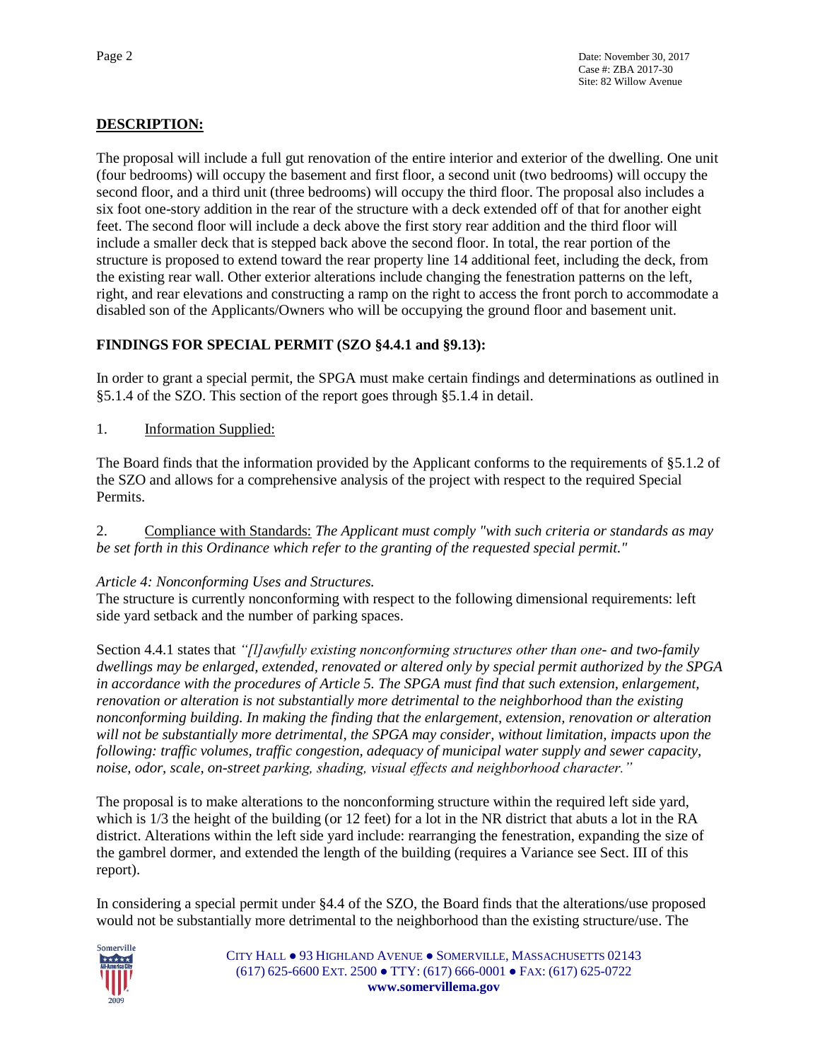## DESCRIPTION:

The proposal will include a full gut renovation of the entire interior and exterior of the dwelling. One unit (four bedrooms) will occupy the basement and first floor, a second unit (two bedrooms) will occupy the second floor, and a third unit (three bedrooms) will occupy the third floor. The proposal also includes a six foot one-story addition in the rear of the structure with a deck extended off of that for another eight feet. The second floor will include a deck above the first story rear addition and the third floor will include a smaller deck that is stepped back above the second floor. In total, the rear portion of the structure is proposed to extend toward the rear property line 14 additional feet, including the deck, from the existing rear wall. Other exterior alterations include changing the fenestration patterns on the left, right, and rear elevations and constructing a ramp on the right to access the front porch to accommodate a disabled son of the Applicants/Owners who will be occupying the ground floor and basement unit.

## FINDINGS FOR SPECIAL PERMIT (SZO §4.4.1 and §9.13):

In order to grant a special permit, the SPGA must make certain findings and determinations as outlined in §5.1.4 of the SZO. This section of the report goes through §5.1.4 in detail.

1. Information Supplied:

The Board finds that the information provided by the Applicant conforms to the requirements of §5.1.2 of the SZO and allows for a comprehensive analysis of the project with respect to the required Special Permits.

2. Compliance with Standards: *The Applicant must comply "with such criteria or standards as may be set forth in this Ordinance which refer to the granting of the requested special permit."*

*Article 4: Nonconforming Uses and Structures.*
The structure is currently nonconforming with respect to the following dimensional requirements: left side yard setback and the number of parking spaces.

Section 4.4.1 states that *"[l]awfully existing nonconforming structures other than one- and two-family dwellings may be enlarged, extended, renovated or altered only by special permit authorized by the SPGA in accordance with the procedures of Article 5. The SPGA must find that such extension, enlargement, renovation or alteration is not substantially more detrimental to the neighborhood than the existing nonconforming building. In making the finding that the enlargement, extension, renovation or alteration will not be substantially more detrimental, the SPGA may consider, without limitation, impacts upon the following: traffic volumes, traffic congestion, adequacy of municipal water supply and sewer capacity, noise, odor, scale, on-street parking, shading, visual effects and neighborhood character."*

The proposal is to make alterations to the nonconforming structure within the required left side yard, which is 1/3 the height of the building (or 12 feet) for a lot in the NR district that abuts a lot in the RA district. Alterations within the left side yard include: rearranging the fenestration, expanding the size of the gambrel dormer, and extended the length of the building (requires a Variance see Sect. III of this report).

In considering a special permit under §4.4 of the SZO, the Board finds that the alterations/use proposed would not be substantially more detrimental to the neighborhood than the existing structure/use. The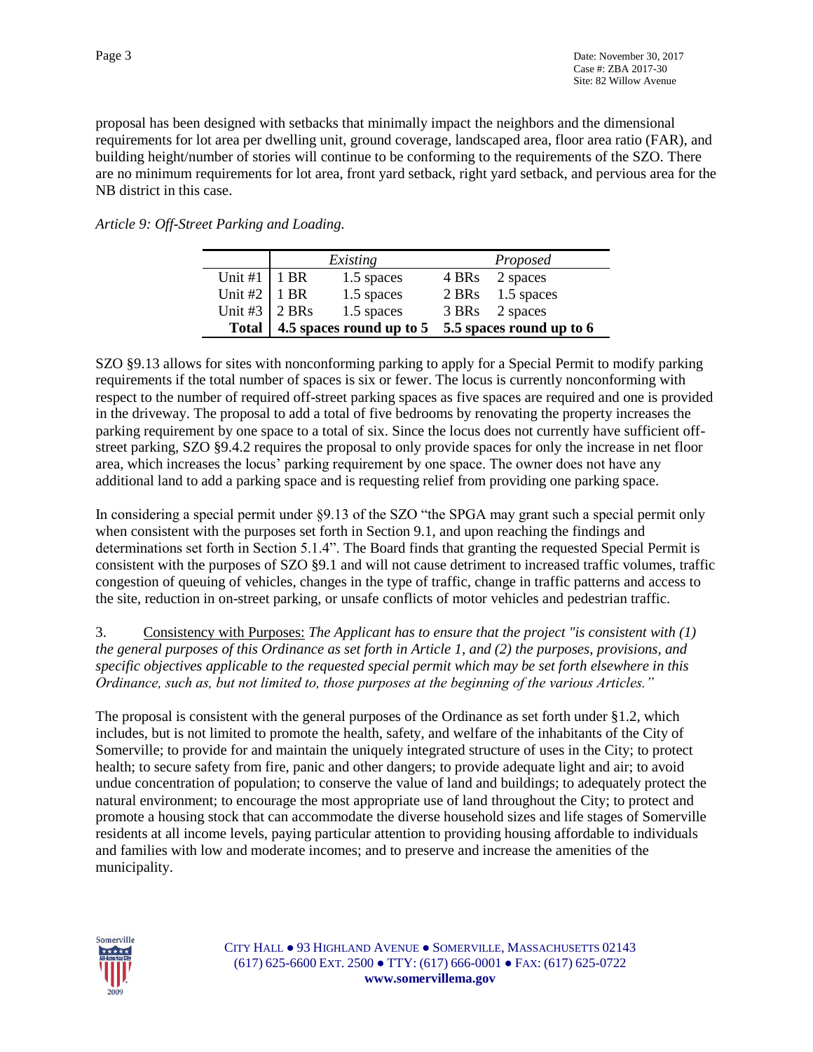proposal has been designed with setbacks that minimally impact the neighbors and the dimensional requirements for lot area per dwelling unit, ground coverage, landscaped area, floor area ratio (FAR), and building height/number of stories will continue to be conforming to the requirements of the SZO. There are no minimum requirements for lot area, front yard setback, right yard setback, and pervious area for the NB district in this case.

*Article 9: Off-Street Parking and Loading.*

| | *Existing* | | *Proposed* | |
|---|---|---|---|---|
| Unit #1 | 1 BR | 1.5 spaces | 4 BRs | 2 spaces |
| Unit #2 | 1 BR | 1.5 spaces | 2 BRs | 1.5 spaces |
| Unit #3 | 2 BRs | 1.5 spaces | 3 BRs | 2 spaces |
| **Total** | **4.5 spaces round up to 5** | | **5.5 spaces round up to 6** | |

SZO §9.13 allows for sites with nonconforming parking to apply for a Special Permit to modify parking requirements if the total number of spaces is six or fewer. The locus is currently nonconforming with respect to the number of required off-street parking spaces as five spaces are required and one is provided in the driveway. The proposal to add a total of five bedrooms by renovating the property increases the parking requirement by one space to a total of six. Since the locus does not currently have sufficient off-street parking, SZO §9.4.2 requires the proposal to only provide spaces for only the increase in net floor area, which increases the locus' parking requirement by one space. The owner does not have any additional land to add a parking space and is requesting relief from providing one parking space.

In considering a special permit under §9.13 of the SZO "the SPGA may grant such a special permit only when consistent with the purposes set forth in Section 9.1, and upon reaching the findings and determinations set forth in Section 5.1.4". The Board finds that granting the requested Special Permit is consistent with the purposes of SZO §9.1 and will not cause detriment to increased traffic volumes, traffic congestion of queuing of vehicles, changes in the type of traffic, change in traffic patterns and access to the site, reduction in on-street parking, or unsafe conflicts of motor vehicles and pedestrian traffic.

3. Consistency with Purposes: *The Applicant has to ensure that the project "is consistent with (1) the general purposes of this Ordinance as set forth in Article 1, and (2) the purposes, provisions, and specific objectives applicable to the requested special permit which may be set forth elsewhere in this Ordinance, such as, but not limited to, those purposes at the beginning of the various Articles."*

The proposal is consistent with the general purposes of the Ordinance as set forth under §1.2, which includes, but is not limited to promote the health, safety, and welfare of the inhabitants of the City of Somerville; to provide for and maintain the uniquely integrated structure of uses in the City; to protect health; to secure safety from fire, panic and other dangers; to provide adequate light and air; to avoid undue concentration of population; to conserve the value of land and buildings; to adequately protect the natural environment; to encourage the most appropriate use of land throughout the City; to protect and promote a housing stock that can accommodate the diverse household sizes and life stages of Somerville residents at all income levels, paying particular attention to providing housing affordable to individuals and families with low and moderate incomes; and to preserve and increase the amenities of the municipality.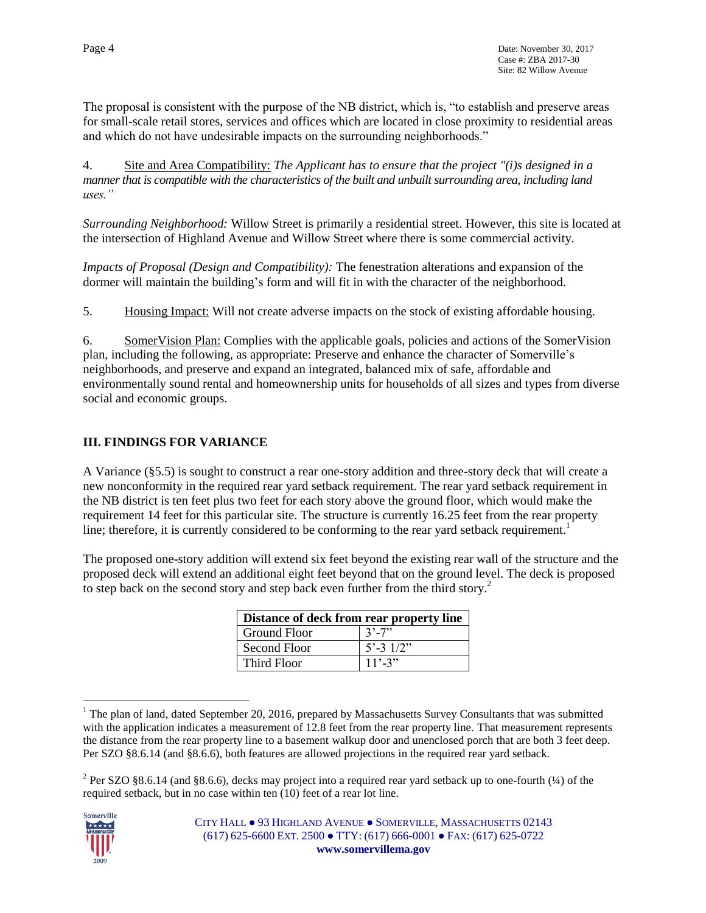The proposal is consistent with the purpose of the NB district, which is, "to establish and preserve areas for small-scale retail stores, services and offices which are located in close proximity to residential areas and which do not have undesirable impacts on the surrounding neighborhoods."

4. Site and Area Compatibility: *The Applicant has to ensure that the project "(i)s designed in a manner that is compatible with the characteristics of the built and unbuilt surrounding area, including land uses."*

*Surrounding Neighborhood:* Willow Street is primarily a residential street. However, this site is located at the intersection of Highland Avenue and Willow Street where there is some commercial activity.

*Impacts of Proposal (Design and Compatibility):* The fenestration alterations and expansion of the dormer will maintain the building's form and will fit in with the character of the neighborhood.

5. Housing Impact: Will not create adverse impacts on the stock of existing affordable housing.

6. SomerVision Plan: Complies with the applicable goals, policies and actions of the SomerVision plan, including the following, as appropriate: Preserve and enhance the character of Somerville's neighborhoods, and preserve and expand an integrated, balanced mix of safe, affordable and environmentally sound rental and homeownership units for households of all sizes and types from diverse social and economic groups.

## III. FINDINGS FOR VARIANCE

A Variance (§5.5) is sought to construct a rear one-story addition and three-story deck that will create a new nonconformity in the required rear yard setback requirement. The rear yard setback requirement in the NB district is ten feet plus two feet for each story above the ground floor, which would make the requirement 14 feet for this particular site. The structure is currently 16.25 feet from the rear property line; therefore, it is currently considered to be conforming to the rear yard setback requirement.[1]

The proposed one-story addition will extend six feet beyond the existing rear wall of the structure and the proposed deck will extend an additional eight feet beyond that on the ground level. The deck is proposed to step back on the second story and step back even further from the third story.[2]

| Distance of deck from rear property line | |
|---|---|
| Ground Floor | 3'-7" |
| Second Floor | 5'-3 1/2" |
| Third Floor | 11'-3" |

[1] The plan of land, dated September 20, 2016, prepared by Massachusetts Survey Consultants that was submitted with the application indicates a measurement of 12.8 feet from the rear property line. That measurement represents the distance from the rear property line to a basement walkup door and unenclosed porch that are both 3 feet deep. Per SZO §8.6.14 (and §8.6.6), both features are allowed projections in the required rear yard setback.

[2] Per SZO §8.6.14 (and §8.6.6), decks may project into a required rear yard setback up to one-fourth (¼) of the required setback, but in no case within ten (10) feet of a rear lot line.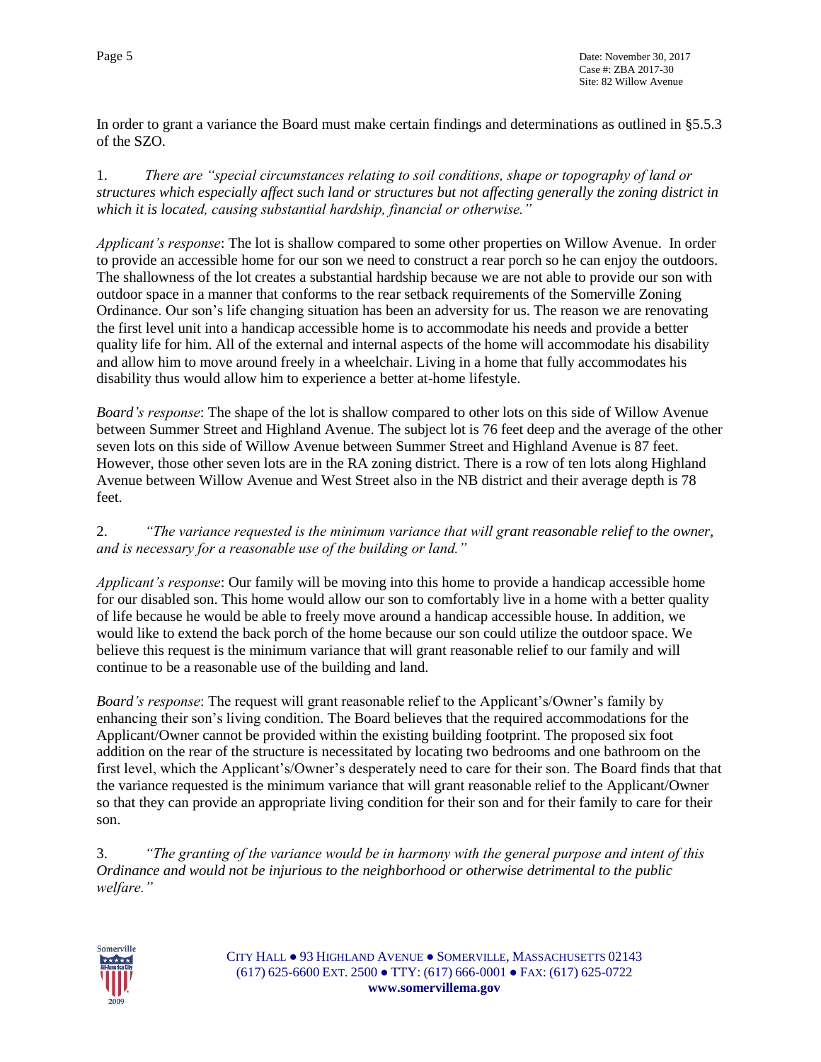In order to grant a variance the Board must make certain findings and determinations as outlined in §5.5.3 of the SZO.

1. *There are "special circumstances relating to soil conditions, shape or topography of land or structures which especially affect such land or structures but not affecting generally the zoning district in which it is located, causing substantial hardship, financial or otherwise."*

*Applicant's response*: The lot is shallow compared to some other properties on Willow Avenue. In order to provide an accessible home for our son we need to construct a rear porch so he can enjoy the outdoors. The shallowness of the lot creates a substantial hardship because we are not able to provide our son with outdoor space in a manner that conforms to the rear setback requirements of the Somerville Zoning Ordinance. Our son's life changing situation has been an adversity for us. The reason we are renovating the first level unit into a handicap accessible home is to accommodate his needs and provide a better quality life for him. All of the external and internal aspects of the home will accommodate his disability and allow him to move around freely in a wheelchair. Living in a home that fully accommodates his disability thus would allow him to experience a better at-home lifestyle.

*Board's response*: The shape of the lot is shallow compared to other lots on this side of Willow Avenue between Summer Street and Highland Avenue. The subject lot is 76 feet deep and the average of the other seven lots on this side of Willow Avenue between Summer Street and Highland Avenue is 87 feet. However, those other seven lots are in the RA zoning district. There is a row of ten lots along Highland Avenue between Willow Avenue and West Street also in the NB district and their average depth is 78 feet.

2. *"The variance requested is the minimum variance that will grant reasonable relief to the owner, and is necessary for a reasonable use of the building or land."*

*Applicant's response*: Our family will be moving into this home to provide a handicap accessible home for our disabled son. This home would allow our son to comfortably live in a home with a better quality of life because he would be able to freely move around a handicap accessible house. In addition, we would like to extend the back porch of the home because our son could utilize the outdoor space. We believe this request is the minimum variance that will grant reasonable relief to our family and will continue to be a reasonable use of the building and land.

*Board's response*: The request will grant reasonable relief to the Applicant's/Owner's family by enhancing their son's living condition. The Board believes that the required accommodations for the Applicant/Owner cannot be provided within the existing building footprint. The proposed six foot addition on the rear of the structure is necessitated by locating two bedrooms and one bathroom on the first level, which the Applicant's/Owner's desperately need to care for their son. The Board finds that that the variance requested is the minimum variance that will grant reasonable relief to the Applicant/Owner so that they can provide an appropriate living condition for their son and for their family to care for their son.

3. *"The granting of the variance would be in harmony with the general purpose and intent of this Ordinance and would not be injurious to the neighborhood or otherwise detrimental to the public welfare."*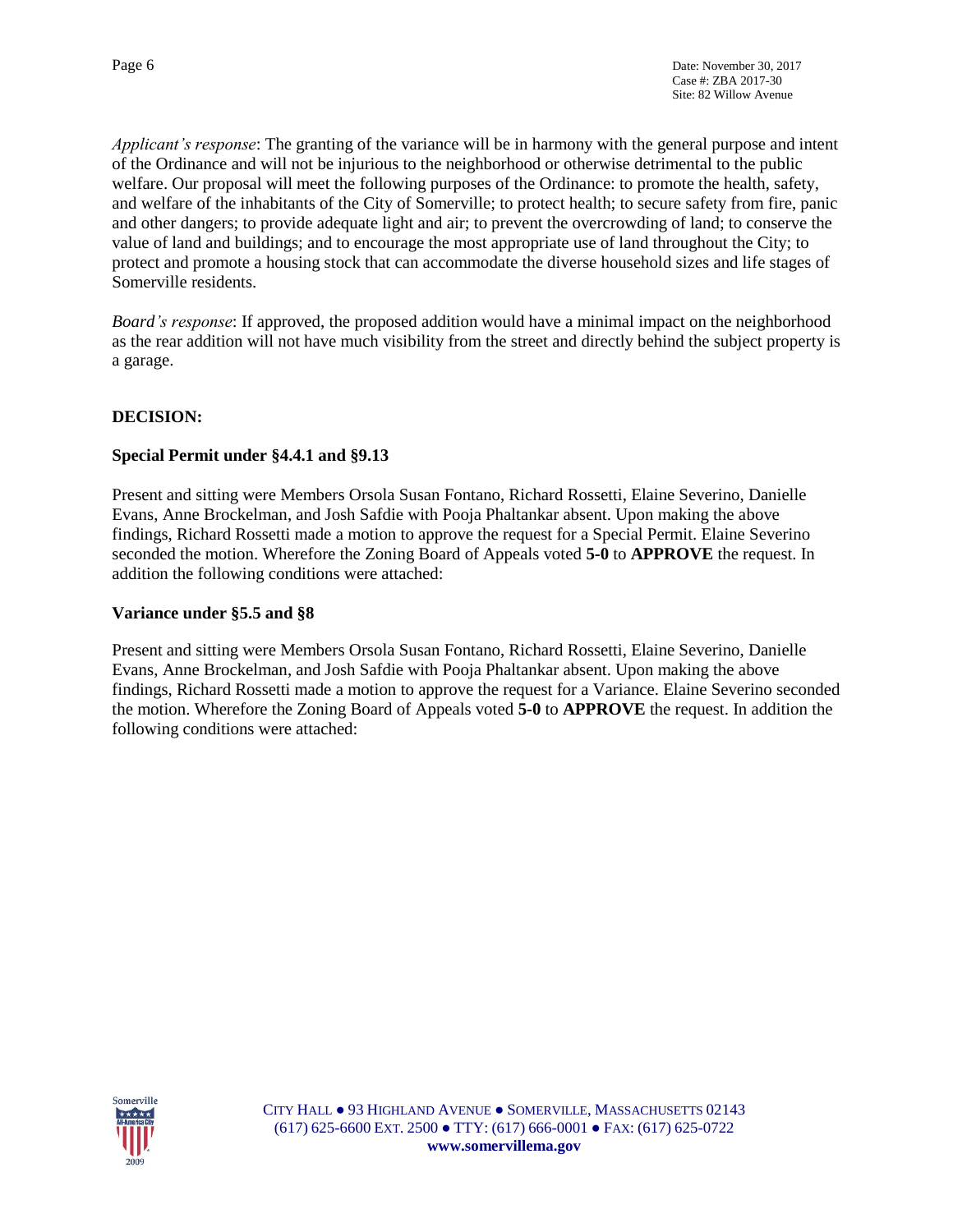*Applicant's response*: The granting of the variance will be in harmony with the general purpose and intent of the Ordinance and will not be injurious to the neighborhood or otherwise detrimental to the public welfare. Our proposal will meet the following purposes of the Ordinance: to promote the health, safety, and welfare of the inhabitants of the City of Somerville; to protect health; to secure safety from fire, panic and other dangers; to provide adequate light and air; to prevent the overcrowding of land; to conserve the value of land and buildings; and to encourage the most appropriate use of land throughout the City; to protect and promote a housing stock that can accommodate the diverse household sizes and life stages of Somerville residents.

*Board's response*: If approved, the proposed addition would have a minimal impact on the neighborhood as the rear addition will not have much visibility from the street and directly behind the subject property is a garage.

## DECISION:

### Special Permit under §4.4.1 and §9.13

Present and sitting were Members Orsola Susan Fontano, Richard Rossetti, Elaine Severino, Danielle Evans, Anne Brockelman, and Josh Safdie with Pooja Phaltankar absent. Upon making the above findings, Richard Rossetti made a motion to approve the request for a Special Permit. Elaine Severino seconded the motion. Wherefore the Zoning Board of Appeals voted **5-0** to **APPROVE** the request. In addition the following conditions were attached:

### Variance under §5.5 and §8

Present and sitting were Members Orsola Susan Fontano, Richard Rossetti, Elaine Severino, Danielle Evans, Anne Brockelman, and Josh Safdie with Pooja Phaltankar absent. Upon making the above findings, Richard Rossetti made a motion to approve the request for a Variance. Elaine Severino seconded the motion. Wherefore the Zoning Board of Appeals voted **5-0** to **APPROVE** the request. In addition the following conditions were attached: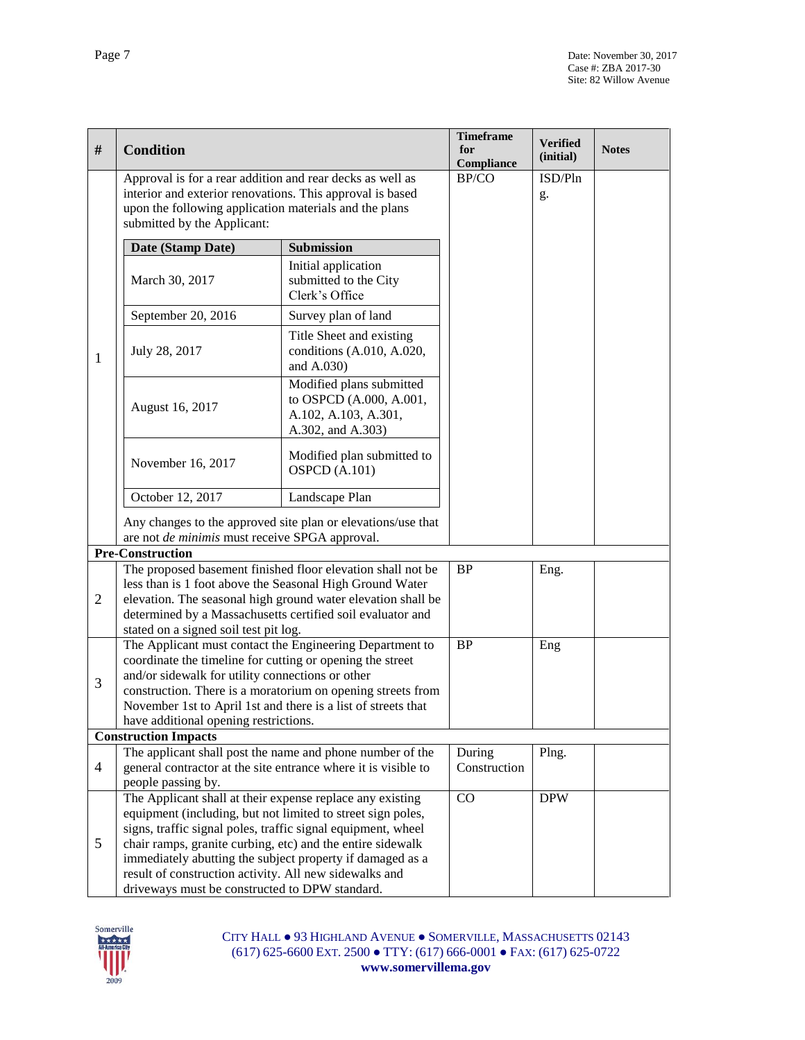| # | Condition | Timeframe for Compliance | Verified (initial) | Notes |
|---|---|---|---|---|
| 1 | Approval is for a rear addition and rear decks as well as interior and exterior renovations. This approval is based upon the following application materials and the plans submitted by the Applicant:<br><br>**Date (Stamp Date)** — **Submission**<br>March 30, 2017 — Initial application submitted to the City Clerk's Office<br>September 20, 2016 — Survey plan of land<br>July 28, 2017 — Title Sheet and existing conditions (A.010, A.020, and A.030)<br>August 16, 2017 — Modified plans submitted to OSPCD (A.000, A.001, A.102, A.103, A.301, A.302, and A.303)<br>November 16, 2017 — Modified plan submitted to OSPCD (A.101)<br>October 12, 2017 — Landscape Plan<br><br>Any changes to the approved site plan or elevations/use that are not *de minimis* must receive SPGA approval. | BP/CO | ISD/Plng. | |
| **Pre-Construction** | | | | |
| 2 | The proposed basement finished floor elevation shall not be less than is 1 foot above the Seasonal High Ground Water elevation. The seasonal high ground water elevation shall be determined by a Massachusetts certified soil evaluator and stated on a signed soil test pit log. | BP | Eng. | |
| 3 | The Applicant must contact the Engineering Department to coordinate the timeline for cutting or opening the street and/or sidewalk for utility connections or other construction. There is a moratorium on opening streets from November 1st to April 1st and there is a list of streets that have additional opening restrictions. | BP | Eng | |
| **Construction Impacts** | | | | |
| 4 | The applicant shall post the name and phone number of the general contractor at the site entrance where it is visible to people passing by. | During Construction | Plng. | |
| 5 | The Applicant shall at their expense replace any existing equipment (including, but not limited to street sign poles, signs, traffic signal poles, traffic signal equipment, wheel chair ramps, granite curbing, etc) and the entire sidewalk immediately abutting the subject property if damaged as a result of construction activity. All new sidewalks and driveways must be constructed to DPW standard. | CO | DPW | |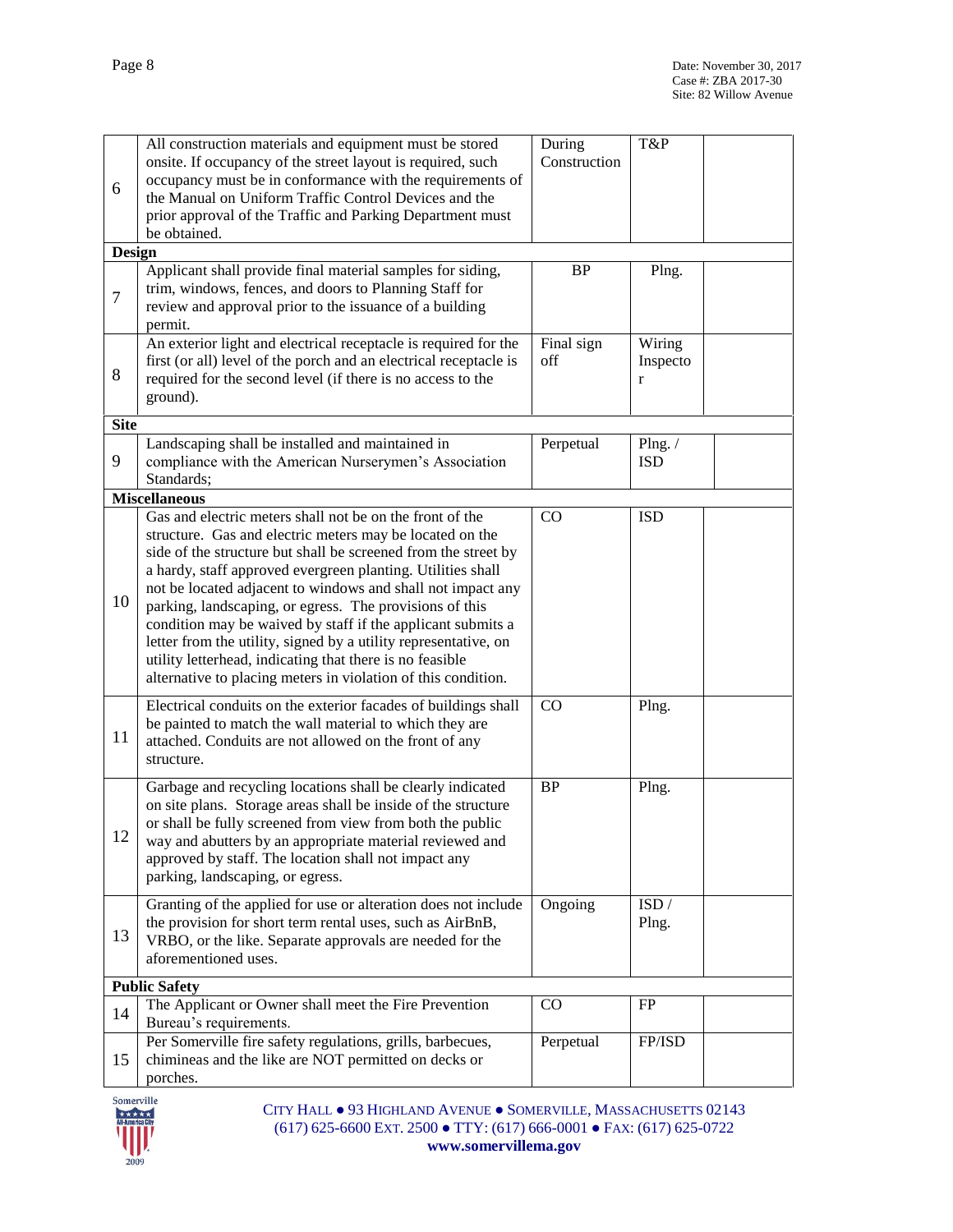| | | | | |
|---|---|---|---|---|
| 6 | All construction materials and equipment must be stored onsite. If occupancy of the street layout is required, such occupancy must be in conformance with the requirements of the Manual on Uniform Traffic Control Devices and the prior approval of the Traffic and Parking Department must be obtained. | During Construction | T&P | |
| **Design** | | | | |
| 7 | Applicant shall provide final material samples for siding, trim, windows, fences, and doors to Planning Staff for review and approval prior to the issuance of a building permit. | BP | Plng. | |
| 8 | An exterior light and electrical receptacle is required for the first (or all) level of the porch and an electrical receptacle is required for the second level (if there is no access to the ground). | Final sign off | Wiring Inspector | |
| **Site** | | | | |
| 9 | Landscaping shall be installed and maintained in compliance with the American Nurserymen's Association Standards; | Perpetual | Plng. / ISD | |
| **Miscellaneous** | | | | |
| 10 | Gas and electric meters shall not be on the front of the structure. Gas and electric meters may be located on the side of the structure but shall be screened from the street by a hardy, staff approved evergreen planting. Utilities shall not be located adjacent to windows and shall not impact any parking, landscaping, or egress. The provisions of this condition may be waived by staff if the applicant submits a letter from the utility, signed by a utility representative, on utility letterhead, indicating that there is no feasible alternative to placing meters in violation of this condition. | CO | ISD | |
| 11 | Electrical conduits on the exterior facades of buildings shall be painted to match the wall material to which they are attached. Conduits are not allowed on the front of any structure. | CO | Plng. | |
| 12 | Garbage and recycling locations shall be clearly indicated on site plans. Storage areas shall be inside of the structure or shall be fully screened from view from both the public way and abutters by an appropriate material reviewed and approved by staff. The location shall not impact any parking, landscaping, or egress. | BP | Plng. | |
| 13 | Granting of the applied for use or alteration does not include the provision for short term rental uses, such as AirBnB, VRBO, or the like. Separate approvals are needed for the aforementioned uses. | Ongoing | ISD / Plng. | |
| **Public Safety** | | | | |
| 14 | The Applicant or Owner shall meet the Fire Prevention Bureau's requirements. | CO | FP | |
| 15 | Per Somerville fire safety regulations, grills, barbecues, chimineas and the like are NOT permitted on decks or porches. | Perpetual | FP/ISD | |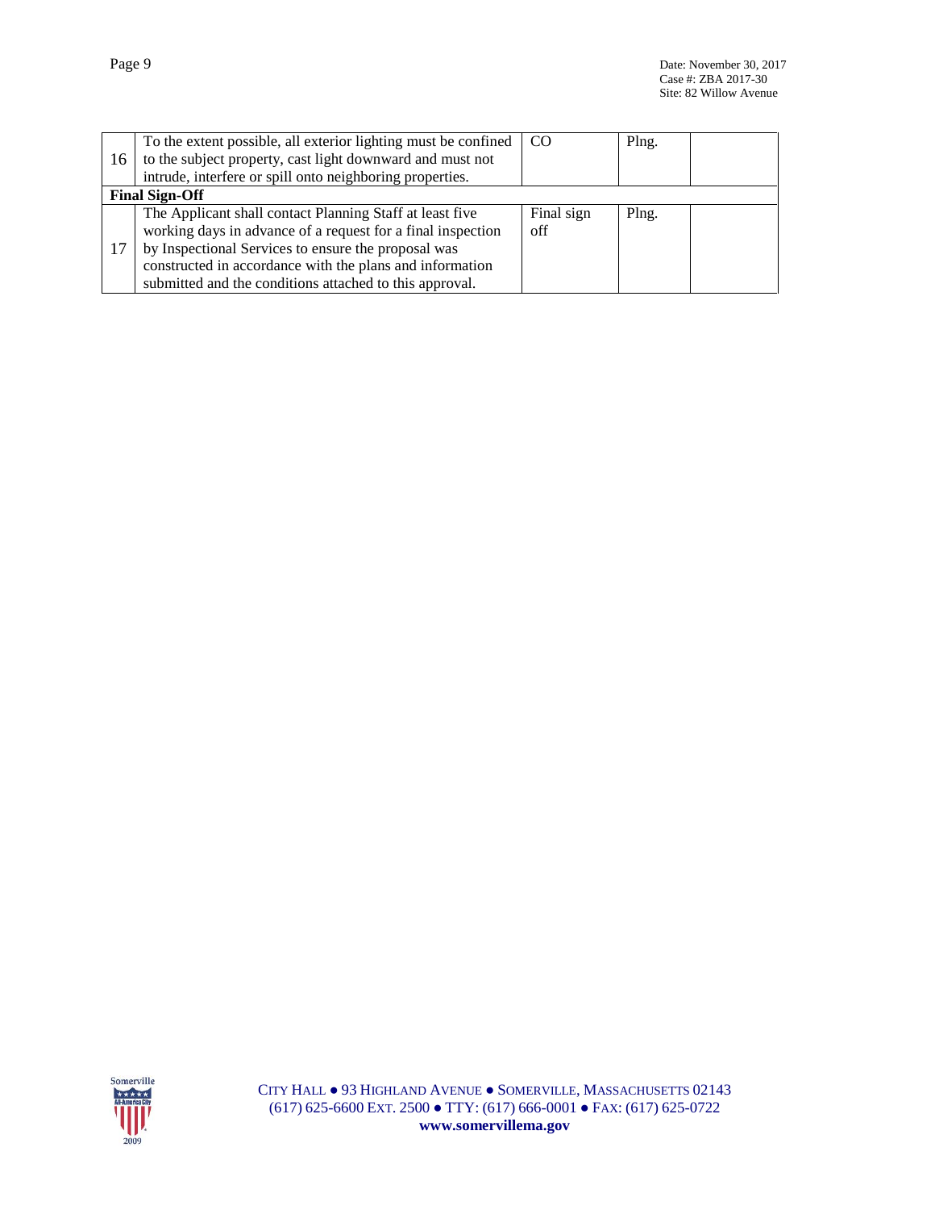| 16 | To the extent possible, all exterior lighting must be confined to the subject property, cast light downward and must not intrude, interfere or spill onto neighboring properties. | CO | Plng. | |
|---|---|---|---|---|
| **Final Sign-Off** | | | | |
| 17 | The Applicant shall contact Planning Staff at least five working days in advance of a request for a final inspection by Inspectional Services to ensure the proposal was constructed in accordance with the plans and information submitted and the conditions attached to this approval. | Final sign off | Plng. | |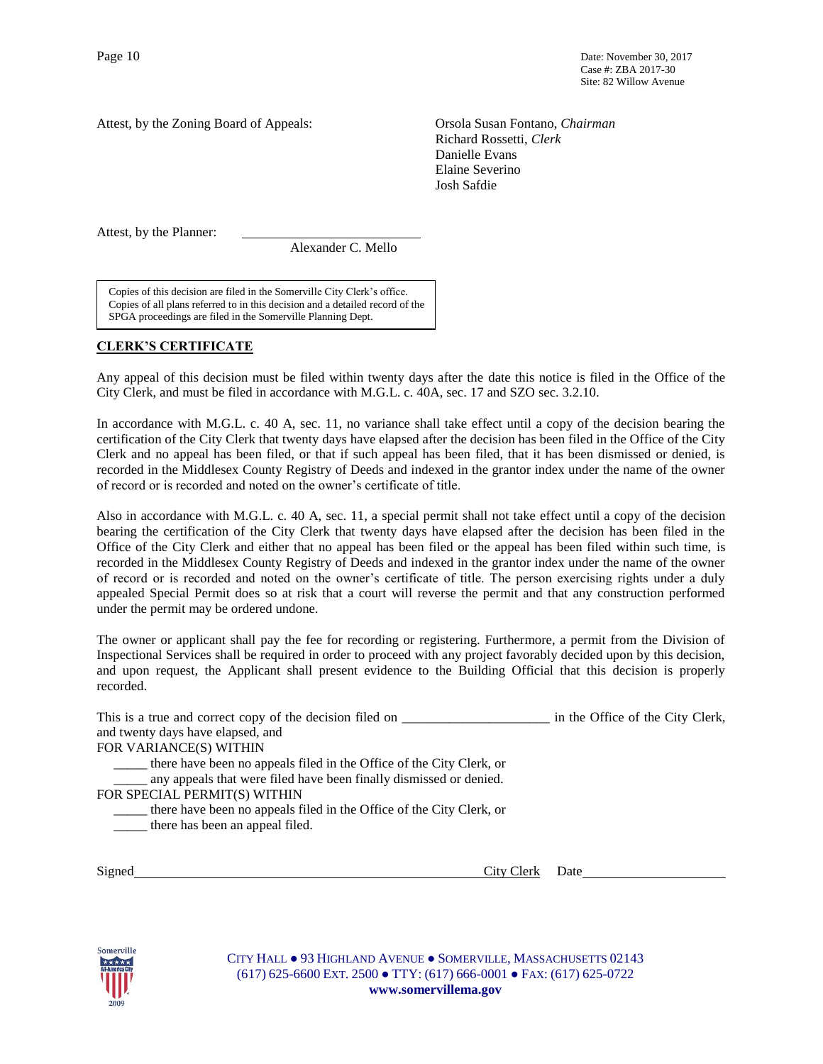Attest, by the Zoning Board of Appeals:

Orsola Susan Fontano, *Chairman*
Richard Rossetti, *Clerk*
Danielle Evans
Elaine Severino
Josh Safdie

Attest, by the Planner: ______________________
Alexander C. Mello

> Copies of this decision are filed in the Somerville City Clerk's office. Copies of all plans referred to in this decision and a detailed record of the SPGA proceedings are filed in the Somerville Planning Dept.

**CLERK'S CERTIFICATE**

Any appeal of this decision must be filed within twenty days after the date this notice is filed in the Office of the City Clerk, and must be filed in accordance with M.G.L. c. 40A, sec. 17 and SZO sec. 3.2.10.

In accordance with M.G.L. c. 40 A, sec. 11, no variance shall take effect until a copy of the decision bearing the certification of the City Clerk that twenty days have elapsed after the decision has been filed in the Office of the City Clerk and no appeal has been filed, or that if such appeal has been filed, that it has been dismissed or denied, is recorded in the Middlesex County Registry of Deeds and indexed in the grantor index under the name of the owner of record or is recorded and noted on the owner's certificate of title.

Also in accordance with M.G.L. c. 40 A, sec. 11, a special permit shall not take effect until a copy of the decision bearing the certification of the City Clerk that twenty days have elapsed after the decision has been filed in the Office of the City Clerk and either that no appeal has been filed or the appeal has been filed within such time, is recorded in the Middlesex County Registry of Deeds and indexed in the grantor index under the name of the owner of record or is recorded and noted on the owner's certificate of title. The person exercising rights under a duly appealed Special Permit does so at risk that a court will reverse the permit and that any construction performed under the permit may be ordered undone.

The owner or applicant shall pay the fee for recording or registering. Furthermore, a permit from the Division of Inspectional Services shall be required in order to proceed with any project favorably decided upon by this decision, and upon request, the Applicant shall present evidence to the Building Official that this decision is properly recorded.

This is a true and correct copy of the decision filed on ______________________ in the Office of the City Clerk, and twenty days have elapsed, and

FOR VARIANCE(S) WITHIN

_____ there have been no appeals filed in the Office of the City Clerk, or

_____ any appeals that were filed have been finally dismissed or denied.

FOR SPECIAL PERMIT(S) WITHIN

_____ there have been no appeals filed in the Office of the City Clerk, or

_____ there has been an appeal filed.

Signed ______________________________________ City Clerk Date ______________________

CITY HALL ● 93 HIGHLAND AVENUE ● SOMERVILLE, MASSACHUSETTS 02143
(617) 625-6600 EXT. 2500 ● TTY: (617) 666-0001 ● FAX: (617) 625-0722
**www.somervillema.gov**